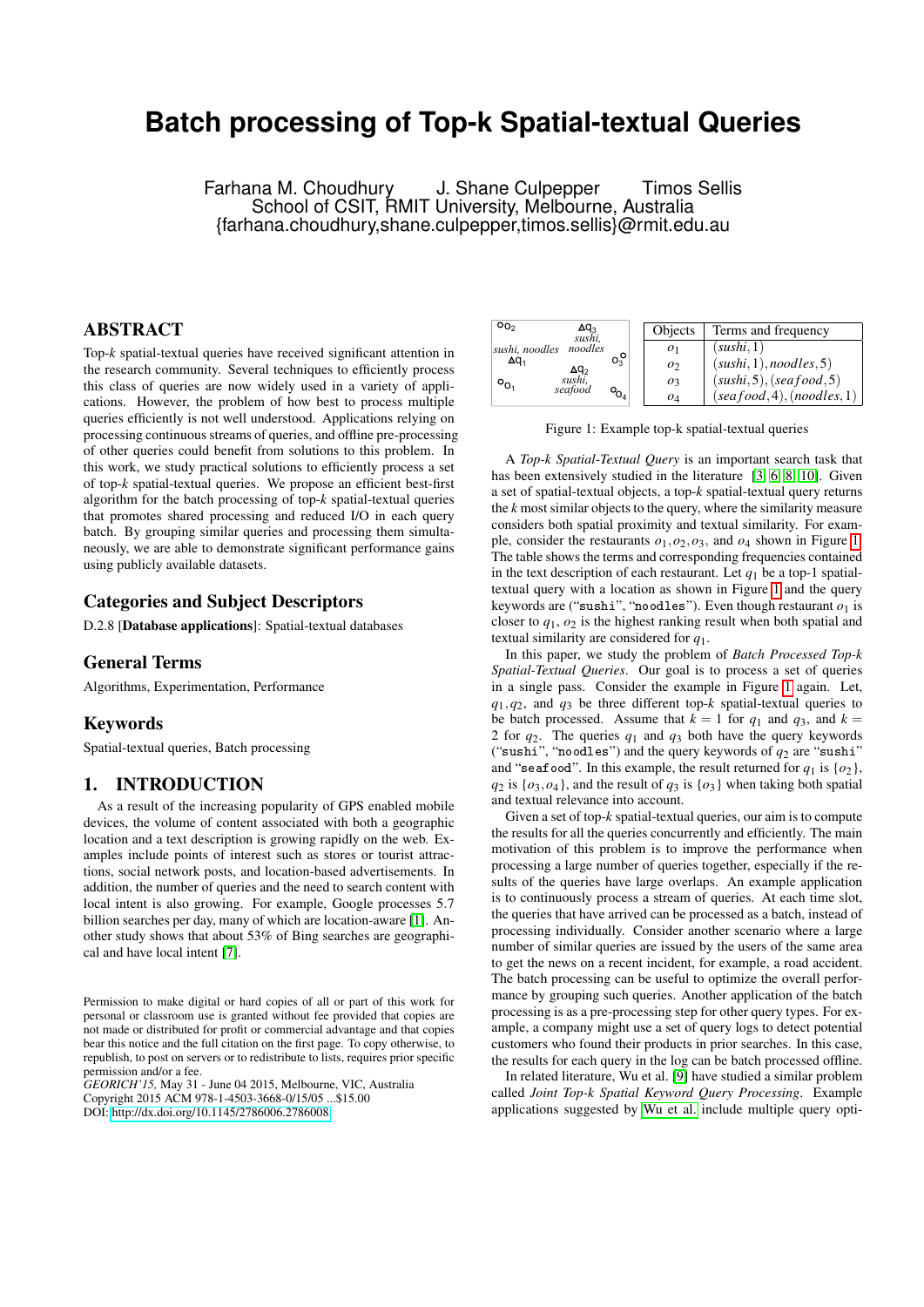# Batch processing of Top-k Spatial-textual Queries

Farhana M. Choudhury J. Shane Culpepper Timos Sellis
School of CSIT, RMIT University, Melbourne, Australia
{farhana.choudhury,shane.culpepper,timos.sellis}@rmit.edu.au

## ABSTRACT

Top-*k* spatial-textual queries have received significant attention in the research community. Several techniques to efficiently process this class of queries are now widely used in a variety of applications. However, the problem of how best to process multiple queries efficiently is not well understood. Applications relying on processing continuous streams of queries, and offline pre-processing of other queries could benefit from solutions to this problem. In this work, we study practical solutions to efficiently process a set of top-*k* spatial-textual queries. We propose an efficient best-first algorithm for the batch processing of top-*k* spatial-textual queries that promotes shared processing and reduced I/O in each query batch. By grouping similar queries and processing them simultaneously, we are able to demonstrate significant performance gains using publicly available datasets.

## Categories and Subject Descriptors

D.2.8 [**Database applications**]: Spatial-textual databases

## General Terms

Algorithms, Experimentation, Performance

## Keywords

Spatial-textual queries, Batch processing

## 1. INTRODUCTION

As a result of the increasing popularity of GPS enabled mobile devices, the volume of content associated with both a geographic location and a text description is growing rapidly on the web. Examples include points of interest such as stores or tourist attractions, social network posts, and location-based advertisements. In addition, the number of queries and the need to search content with local intent is also growing. For example, Google processes 5.7 billion searches per day, many of which are location-aware [1]. Another study shows that about 53% of Bing searches are geographical and have local intent [7].

Permission to make digital or hard copies of all or part of this work for personal or classroom use is granted without fee provided that copies are not made or distributed for profit or commercial advantage and that copies bear this notice and the full citation on the first page. To copy otherwise, to republish, to post on servers or to redistribute to lists, requires prior specific permission and/or a fee.
*GEORICH'15,* May 31 - June 04 2015, Melbourne, VIC, Australia
Copyright 2015 ACM 978-1-4503-3668-0/15/05 ...$15.00
DOI: http://dx.doi.org/10.1145/2786006.2786008

| Objects | Terms and frequency |
|---|---|
| $o_1$ | $(sushi, 1)$ |
| $o_2$ | $(sushi, 1), (noodles, 5)$ |
| $o_3$ | $(sushi, 5), (seafood, 5)$ |
| $o_4$ | $(seafood, 4), (noodles, 1)$ |

Figure 1: Example top-k spatial-textual queries

A *Top-k Spatial-Textual Query* is an important search task that has been extensively studied in the literature [3, 6, 8, 10]. Given a set of spatial-textual objects, a top-*k* spatial-textual query returns the *k* most similar objects to the query, where the similarity measure considers both spatial proximity and textual similarity. For example, consider the restaurants $o_1, o_2, o_3$, and $o_4$ shown in Figure 1. The table shows the terms and corresponding frequencies contained in the text description of each restaurant. Let $q_1$ be a top-1 spatial-textual query with a location as shown in Figure 1 and the query keywords are ("sushi", "noodles"). Even though restaurant $o_1$ is closer to $q_1$, $o_2$ is the highest ranking result when both spatial and textual similarity are considered for $q_1$.

In this paper, we study the problem of *Batch Processed Top-k Spatial-Textual Queries*. Our goal is to process a set of queries in a single pass. Consider the example in Figure 1 again. Let, $q_1, q_2$, and $q_3$ be three different top-*k* spatial-textual queries to be batch processed. Assume that $k = 1$ for $q_1$ and $q_3$, and $k = 2$ for $q_2$. The queries $q_1$ and $q_3$ both have the query keywords ("sushi", "noodles") and the query keywords of $q_2$ are "sushi" and "seafood". In this example, the result returned for $q_1$ is $\{o_2\}$, $q_2$ is $\{o_3, o_4\}$, and the result of $q_3$ is $\{o_3\}$ when taking both spatial and textual relevance into account.

Given a set of top-*k* spatial-textual queries, our aim is to compute the results for all the queries concurrently and efficiently. The main motivation of this problem is to improve the performance when processing a large number of queries together, especially if the results of the queries have large overlaps. An example application is to continuously process a stream of queries. At each time slot, the queries that have arrived can be processed as a batch, instead of processing individually. Consider another scenario where a large number of similar queries are issued by the users of the same area to get the news on a recent incident, for example, a road accident. The batch processing can be useful to optimize the overall performance by grouping such queries. Another application of the batch processing is as a pre-processing step for other query types. For example, a company might use a set of query logs to detect potential customers who found their products in prior searches. In this case, the results for each query in the log can be batch processed offline.

In related literature, Wu et al. [9] have studied a similar problem called *Joint Top-k Spatial Keyword Query Processing*. Example applications suggested by Wu et al. include multiple query opti-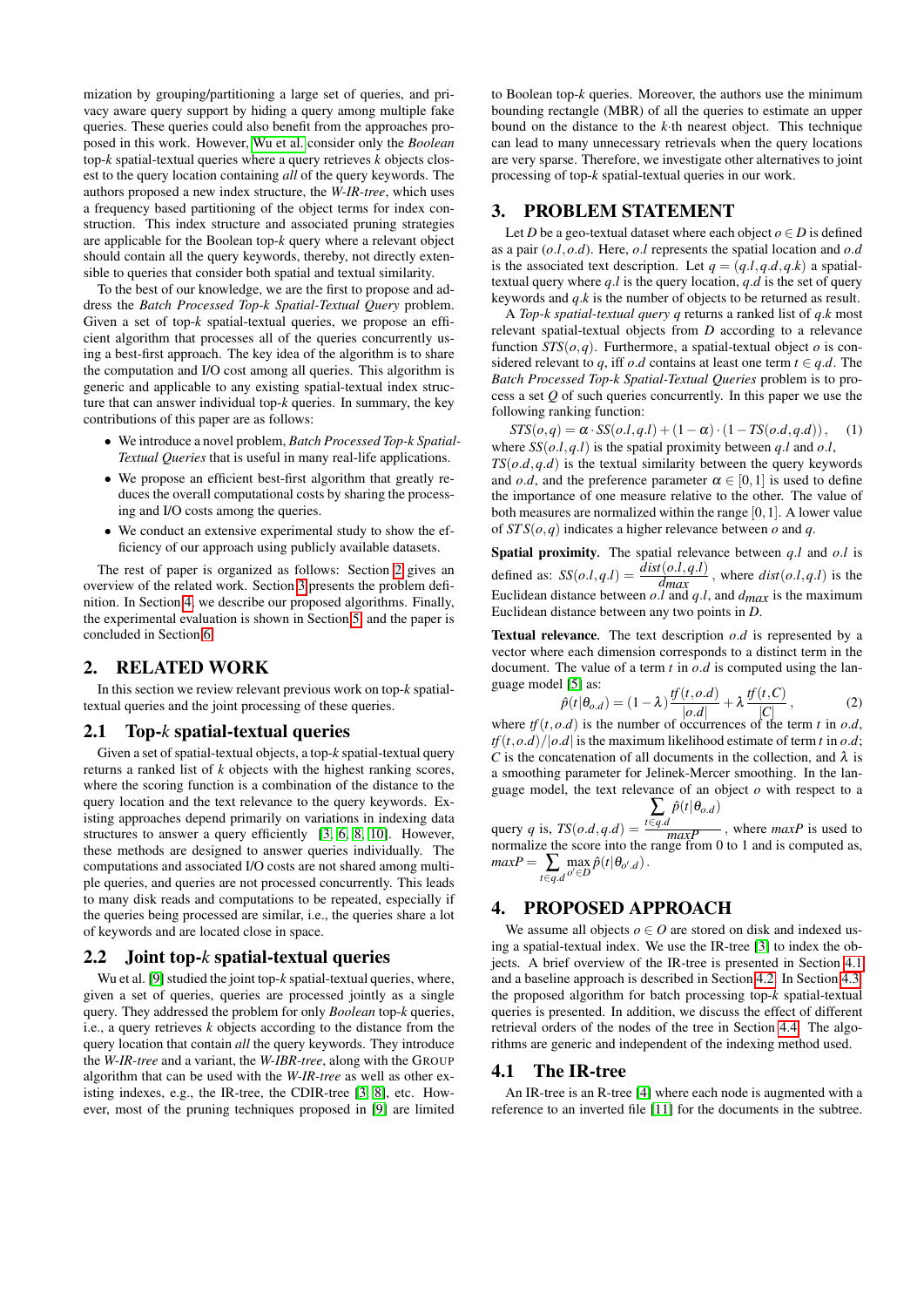mization by grouping/partitioning a large set of queries, and privacy aware query support by hiding a query among multiple fake queries. These queries could also benefit from the approaches proposed in this work. However, Wu et al. consider only the *Boolean* top-$k$ spatial-textual queries where a query retrieves $k$ objects closest to the query location containing *all* of the query keywords. The authors proposed a new index structure, the *W-IR-tree*, which uses a frequency based partitioning of the object terms for index construction. This index structure and associated pruning strategies are applicable for the Boolean top-$k$ query where a relevant object should contain all the query keywords, thereby, not directly extensible to queries that consider both spatial and textual similarity.

To the best of our knowledge, we are the first to propose and address the *Batch Processed Top-k Spatial-Textual Query* problem. Given a set of top-$k$ spatial-textual queries, we propose an efficient algorithm that processes all of the queries concurrently using a best-first approach. The key idea of the algorithm is to share the computation and I/O cost among all queries. This algorithm is generic and applicable to any existing spatial-textual index structure that can answer individual top-$k$ queries. In summary, the key contributions of this paper are as follows:

- We introduce a novel problem, *Batch Processed Top-k Spatial-Textual Queries* that is useful in many real-life applications.
- We propose an efficient best-first algorithm that greatly reduces the overall computational costs by sharing the processing and I/O costs among the queries.
- We conduct an extensive experimental study to show the efficiency of our approach using publicly available datasets.

The rest of paper is organized as follows: Section 2 gives an overview of the related work. Section 3 presents the problem definition. In Section 4, we describe our proposed algorithms. Finally, the experimental evaluation is shown in Section 5, and the paper is concluded in Section 6.

## 2. RELATED WORK

In this section we review relevant previous work on top-$k$ spatial-textual queries and the joint processing of these queries.

### 2.1 Top-$k$ spatial-textual queries

Given a set of spatial-textual objects, a top-$k$ spatial-textual query returns a ranked list of $k$ objects with the highest ranking scores, where the scoring function is a combination of the distance to the query location and the text relevance to the query keywords. Existing approaches depend primarily on variations in indexing data structures to answer a query efficiently [3, 6, 8, 10]. However, these methods are designed to answer queries individually. The computations and associated I/O costs are not shared among multiple queries, and queries are not processed concurrently. This leads to many disk reads and computations to be repeated, especially if the queries being processed are similar, i.e., the queries share a lot of keywords and are located close in space.

### 2.2 Joint top-$k$ spatial-textual queries

Wu et al. [9] studied the joint top-$k$ spatial-textual queries, where, given a set of queries, queries are processed jointly as a single query. They addressed the problem for only *Boolean* top-$k$ queries, i.e., a query retrieves $k$ objects according to the distance from the query location that contain *all* the query keywords. They introduce the *W-IR-tree* and a variant, the *W-IBR-tree*, along with the GROUP algorithm that can be used with the *W-IR-tree* as well as other existing indexes, e.g., the IR-tree, the CDIR-tree [3, 8], etc. However, most of the pruning techniques proposed in [9] are limited to Boolean top-$k$ queries. Moreover, the authors use the minimum bounding rectangle (MBR) of all the queries to estimate an upper bound on the distance to the $k$-th nearest object. This technique can lead to many unnecessary retrievals when the query locations are very sparse. Therefore, we investigate other alternatives to joint processing of top-$k$ spatial-textual queries in our work.

## 3. PROBLEM STATEMENT

Let $D$ be a geo-textual dataset where each object $o \in D$ is defined as a pair $(o.l, o.d)$. Here, $o.l$ represents the spatial location and $o.d$ is the associated text description. Let $q = (q.l, q.d, q.k)$ a spatial-textual query where $q.l$ is the query location, $q.d$ is the set of query keywords and $q.k$ is the number of objects to be returned as result.

A *Top-k spatial-textual query* $q$ returns a ranked list of $q.k$ most relevant spatial-textual objects from $D$ according to a relevance function $STS(o,q)$. Furthermore, a spatial-textual object $o$ is considered relevant to $q$, iff $o.d$ contains at least one term $t \in q.d$. The *Batch Processed Top-k Spatial-Textual Queries* problem is to process a set $Q$ of such queries concurrently. In this paper we use the following ranking function:

$$STS(o,q) = \alpha \cdot SS(o.l,q.l) + (1-\alpha) \cdot (1 - TS(o.d,q.d)), \quad (1)$$

where $SS(o.l,q.l)$ is the spatial proximity between $q.l$ and $o.l$, $TS(o.d,q.d)$ is the textual similarity between the query keywords and $o.d$, and the preference parameter $\alpha \in [0,1]$ is used to define the importance of one measure relative to the other. The value of both measures are normalized within the range $[0,1]$. A lower value of $STS(o,q)$ indicates a higher relevance between $o$ and $q$.

**Spatial proximity.** The spatial relevance between $q.l$ and $o.l$ is defined as: $SS(o.l,q.l) = \frac{dist(o.l,q.l)}{d_{max}}$, where $dist(o.l,q.l)$ is the Euclidean distance between $o.l$ and $q.l$, and $d_{max}$ is the maximum Euclidean distance between any two points in $D$.

**Textual relevance.** The text description $o.d$ is represented by a vector where each dimension corresponds to a distinct term in the document. The value of a term $t$ in $o.d$ is computed using the language model [5] as:

$$\hat{p}(t|\theta_{o.d}) = (1-\lambda)\frac{tf(t,o.d)}{|o.d|} + \lambda\frac{tf(t,C)}{|C|}, \quad (2)$$

where $tf(t,o.d)$ is the number of occurrences of the term $t$ in $o.d$, $tf(t,o.d)/|o.d|$ is the maximum likelihood estimate of term $t$ in $o.d$; $C$ is the concatenation of all documents in the collection, and $\lambda$ is a smoothing parameter for Jelinek-Mercer smoothing. In the language model, the text relevance of an object $o$ with respect to a query $q$ is, $TS(o.d,q.d) = \frac{\sum_{t \in q.d} \hat{p}(t|\theta_{o.d})}{maxP}$, where $maxP$ is used to normalize the score into the range from 0 to 1 and is computed as, $maxP = \sum_{t \in q.d} \max_{o' \in D} \hat{p}(t|\theta_{o'.d})$.

## 4. PROPOSED APPROACH

We assume all objects $o \in O$ are stored on disk and indexed using a spatial-textual index. We use the IR-tree [3] to index the objects. A brief overview of the IR-tree is presented in Section 4.1 and a baseline approach is described in Section 4.2. In Section 4.3 the proposed algorithm for batch processing top-$k$ spatial-textual queries is presented. In addition, we discuss the effect of different retrieval orders of the nodes of the tree in Section 4.4. The algorithms are generic and independent of the indexing method used.

### 4.1 The IR-tree

An IR-tree is an R-tree [4] where each node is augmented with a reference to an inverted file [11] for the documents in the subtree.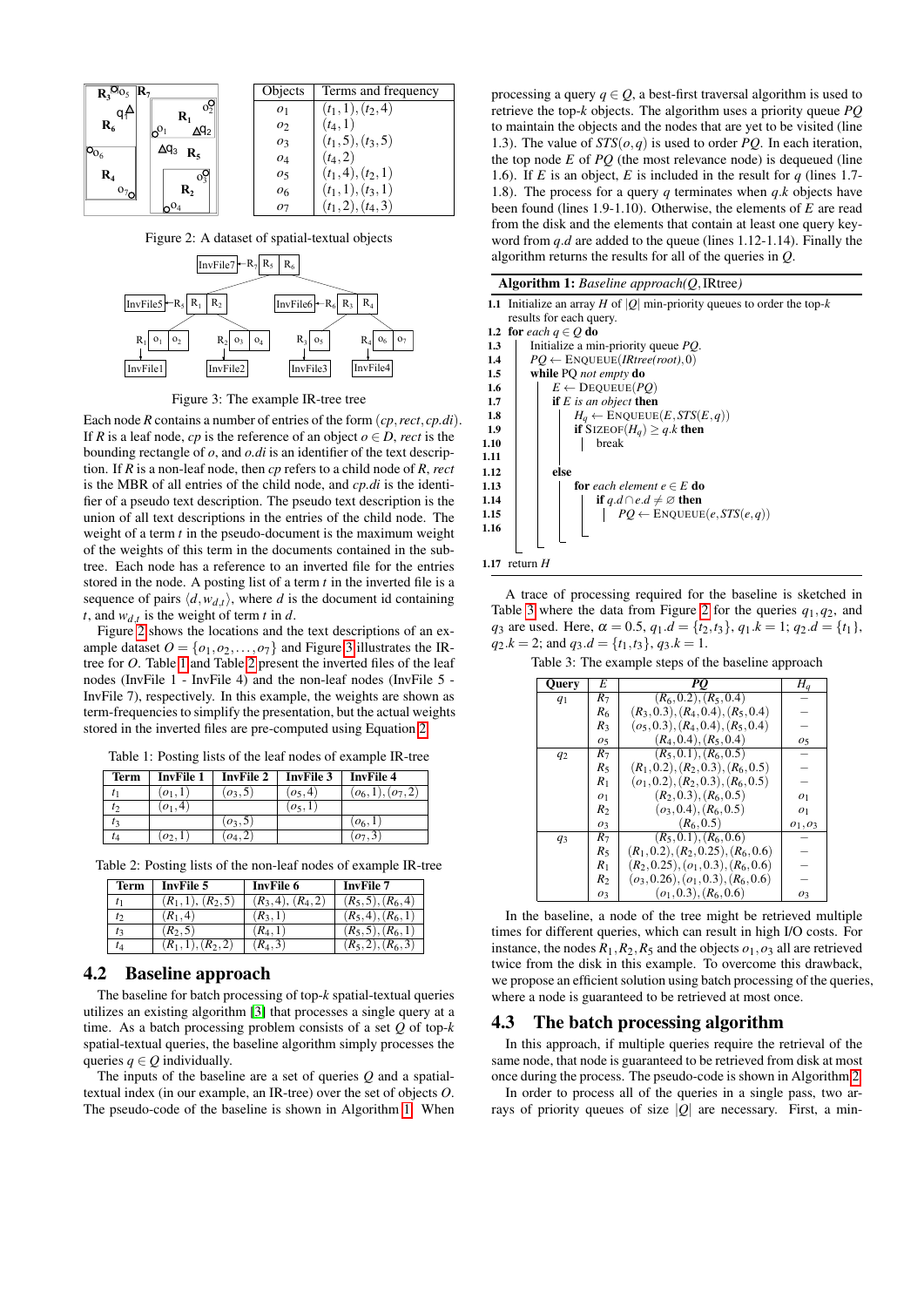| Objects | Terms and frequency |
|---|---|
| $o_1$ | $(t_1,1),(t_2,4)$ |
| $o_2$ | $(t_4,1)$ |
| $o_3$ | $(t_1,5),(t_3,5)$ |
| $o_4$ | $(t_4,2)$ |
| $o_5$ | $(t_1,4),(t_2,1)$ |
| $o_6$ | $(t_1,1),(t_3,1)$ |
| $o_7$ | $(t_1,2),(t_4,3)$ |

Figure 2: A dataset of spatial-textual objects

Figure 3: The example IR-tree tree

Each node $R$ contains a number of entries of the form $(cp, rect, cp.di)$. If $R$ is a leaf node, $cp$ is the reference of an object $o \in D$, $rect$ is the bounding rectangle of $o$, and $o.di$ is an identifier of the text description. If $R$ is a non-leaf node, then $cp$ refers to a child node of $R$, $rect$ is the MBR of all entries of the child node, and $cp.di$ is the identifier of a pseudo text description. The pseudo text description is the union of all text descriptions in the entries of the child node. The weight of a term $t$ in the pseudo-document is the maximum weight of the weights of this term in the documents contained in the subtree. Each node has a reference to an inverted file for the entries stored in the node. A posting list of a term $t$ in the inverted file is a sequence of pairs $\langle d, w_{d,t} \rangle$, where $d$ is the document id containing $t$, and $w_{d,t}$ is the weight of term $t$ in $d$.

Figure 2 shows the locations and the text descriptions of an example dataset $O = \{o_1, o_2, \ldots, o_7\}$ and Figure 3 illustrates the IR-tree for $O$. Table 1 and Table 2 present the inverted files of the leaf nodes (InvFile 1 - InvFile 4) and the non-leaf nodes (InvFile 5 - InvFile 7), respectively. In this example, the weights are shown as term-frequencies to simplify the presentation, but the actual weights stored in the inverted files are pre-computed using Equation 2.

Table 1: Posting lists of the leaf nodes of example IR-tree

| Term | InvFile 1 | InvFile 2 | InvFile 3 | InvFile 4 |
|---|---|---|---|---|
| $t_1$ | $(o_1,1)$ | $(o_3,5)$ | $(o_5,4)$ | $(o_6,1),(o_7,2)$ |
| $t_2$ | $(o_1,4)$ | | $(o_5,1)$ | |
| $t_3$ | | $(o_3,5)$ | | $(o_6,1)$ |
| $t_4$ | $(o_2,1)$ | $(o_4,2)$ | | $(o_7,3)$ |

Table 2: Posting lists of the non-leaf nodes of example IR-tree

| Term | InvFile 5 | InvFile 6 | InvFile 7 |
|---|---|---|---|
| $t_1$ | $(R_1,1),(R_2,5)$ | $(R_3,4),(R_4,2)$ | $(R_5,5),(R_6,4)$ |
| $t_2$ | $(R_1,4)$ | $(R_3,1)$ | $(R_5,4),(R_6,1)$ |
| $t_3$ | $(R_2,5)$ | $(R_4,1)$ | $(R_5,5),(R_6,1)$ |
| $t_4$ | $(R_1,1),(R_2,2)$ | $(R_4,3)$ | $(R_5,2),(R_6,3)$ |

## 4.2 Baseline approach

The baseline for batch processing of top-$k$ spatial-textual queries utilizes an existing algorithm [3] that processes a single query at a time. As a batch processing problem consists of a set $Q$ of top-$k$ spatial-textual queries, the baseline algorithm simply processes the queries $q \in Q$ individually.

The inputs of the baseline are a set of queries $Q$ and a spatial-textual index (in our example, an IR-tree) over the set of objects $O$. The pseudo-code of the baseline is shown in Algorithm 1. When processing a query $q \in Q$, a best-first traversal algorithm is used to retrieve the top-$k$ objects. The algorithm uses a priority queue $PQ$ to maintain the objects and the nodes that are yet to be visited (line 1.3). The value of $STS(o,q)$ is used to order $PQ$. In each iteration, the top node $E$ of $PQ$ (the most relevance node) is dequeued (line 1.6). If $E$ is an object, $E$ is included in the result for $q$ (lines 1.7-1.8). The process for a query $q$ terminates when $q.k$ objects have been found (lines 1.9-1.10). Otherwise, the elements of $E$ are read from the disk and the elements that contain at least one query keyword from $q.d$ are added to the queue (lines 1.12-1.14). Finally the algorithm returns the results for all of the queries in $Q$.

**Algorithm 1:** *Baseline approach*$(Q, \text{IRtree})$

```
1.1  Initialize an array H of |Q| min-priority queues to order the top-k
     results for each query.
1.2  for each q ∈ Q do
1.3      Initialize a min-priority queue PQ.
1.4      PQ ← ENQUEUE(IRtree(root), 0)
1.5      while PQ not empty do
1.6          E ← DEQUEUE(PQ)
1.7          if E is an object then
1.8              H_q ← ENQUEUE(E, STS(E,q))
1.9              if SIZEOF(H_q) ≥ q.k then
1.10                 break
1.11
1.12         else
1.13             for each element e ∈ E do
1.14                 if q.d ∩ e.d ≠ ∅ then
1.15                     PQ ← ENQUEUE(e, STS(e,q))
1.16
1.17 return H
```

A trace of processing required for the baseline is sketched in Table 3 where the data from Figure 2 for the queries $q_1, q_2$, and $q_3$ are used. Here, $\alpha = 0.5$, $q_1.d = \{t_2, t_3\}$, $q_1.k = 1$; $q_2.d = \{t_1\}$, $q_2.k = 2$; and $q_3.d = \{t_1, t_3\}$, $q_3.k = 1$.

Table 3: The example steps of the baseline approach

| Query | $E$ | $PQ$ | $H_q$ |
|---|---|---|---|
| $q_1$ | $R_7$ | $(R_6,0.2),(R_5,0.4)$ | – |
| | $R_6$ | $(R_3,0.3),(R_4,0.4),(R_5,0.4)$ | – |
| | $R_3$ | $(o_5,0.3),(R_4,0.4),(R_5,0.4)$ | – |
| | $o_5$ | $(R_4,0.4),(R_5,0.4)$ | $o_5$ |
| $q_2$ | $R_7$ | $(R_5,0.1),(R_6,0.5)$ | – |
| | $R_5$ | $(R_1,0.2),(R_2,0.3),(R_6,0.5)$ | – |
| | $R_1$ | $(o_1,0.2),(R_2,0.3),(R_6,0.5)$ | – |
| | $o_1$ | $(R_2,0.3),(R_6,0.5)$ | $o_1$ |
| | $R_2$ | $(o_3,0.4),(R_6,0.5)$ | $o_1$ |
| | $o_3$ | $(R_6,0.5)$ | $o_1,o_3$ |
| $q_3$ | $R_7$ | $(R_5,0.1),(R_6,0.6)$ | – |
| | $R_5$ | $(R_1,0.2),(R_2,0.25),(R_6,0.6)$ | – |
| | $R_1$ | $(R_2,0.25),(o_1,0.3),(R_6,0.6)$ | – |
| | $R_2$ | $(o_3,0.26),(o_1,0.3),(R_6,0.6)$ | – |
| | $o_3$ | $(o_1,0.3),(R_6,0.6)$ | $o_3$ |

In the baseline, a node of the tree might be retrieved multiple times for different queries, which can result in high I/O costs. For instance, the nodes $R_1, R_2, R_5$ and the objects $o_1, o_3$ all are retrieved twice from the disk in this example. To overcome this drawback, we propose an efficient solution using batch processing of the queries, where a node is guaranteed to be retrieved at most once.

## 4.3 The batch processing algorithm

In this approach, if multiple queries require the retrieval of the same node, that node is guaranteed to be retrieved from disk at most once during the process. The pseudo-code is shown in Algorithm 2.

In order to process all of the queries in a single pass, two arrays of priority queues of size $|Q|$ are necessary. First, a min-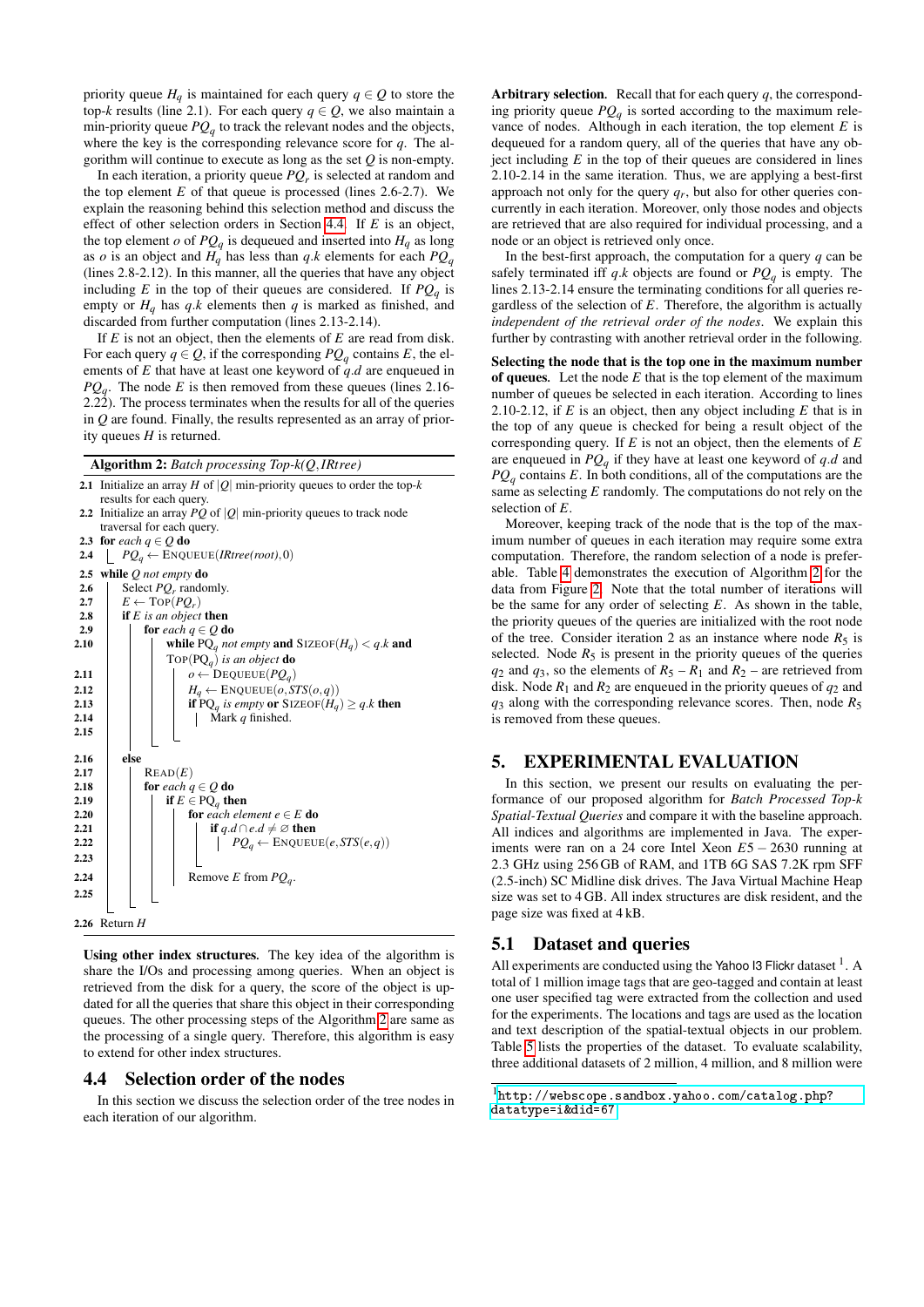priority queue $H_q$ is maintained for each query $q \in Q$ to store the top-$k$ results (line 2.1). For each query $q \in Q$, we also maintain a min-priority queue $PQ_q$ to track the relevant nodes and the objects, where the key is the corresponding relevance score for $q$. The algorithm will continue to execute as long as the set $Q$ is non-empty.

In each iteration, a priority queue $PQ_r$ is selected at random and the top element $E$ of that queue is processed (lines 2.6-2.7). We explain the reasoning behind this selection method and discuss the effect of other selection orders in Section 4.4. If $E$ is an object, the top element $o$ of $PQ_q$ is dequeued and inserted into $H_q$ as long as $o$ is an object and $H_q$ has less than $q.k$ elements for each $PQ_q$ (lines 2.8-2.12). In this manner, all the queries that have any object including $E$ in the top of their queues are considered. If $PQ_q$ is empty or $H_q$ has $q.k$ elements then $q$ is marked as finished, and discarded from further computation (lines 2.13-2.14).

If $E$ is not an object, then the elements of $E$ are read from disk. For each query $q \in Q$, if the corresponding $PQ_q$ contains $E$, the elements of $E$ that have at least one keyword of $q.d$ are enqueued in $PQ_q$. The node $E$ is then removed from these queues (lines 2.16-2.22). The process terminates when the results for all of the queries in $Q$ are found. Finally, the results represented as an array of priority queues $H$ is returned.

**Algorithm 2:** *Batch processing Top-k(Q,IRtree)*

```
2.1  Initialize an array H of |Q| min-priority queues to order the top-k
     results for each query.
2.2  Initialize an array PQ of |Q| min-priority queues to track node
     traversal for each query.
2.3  for each q ∈ Q do
2.4      PQ_q ← ENQUEUE(IRtree(root), 0)
2.5  while Q not empty do
2.6      Select PQ_r randomly.
2.7      E ← TOP(PQ_r)
2.8      if E is an object then
2.9          for each q ∈ Q do
2.10             while PQ_q not empty and SIZEOF(H_q) < q.k and
                 TOP(PQ_q) is an object do
2.11                 o ← DEQUEUE(PQ_q)
2.12                 H_q ← ENQUEUE(o, STS(o,q))
2.13                 if PQ_q is empty or SIZEOF(H_q) ≥ q.k then
2.14                     Mark q finished.
2.15
2.16     else
2.17         READ(E)
2.18         for each q ∈ Q do
2.19             if E ∈ PQ_q then
2.20                 for each element e ∈ E do
2.21                     if q.d ∩ e.d ≠ ∅ then
2.22                         PQ_q ← ENQUEUE(e, STS(e,q))
2.23
2.24                 Remove E from PQ_q.
2.25
2.26 Return H
```

**Using other index structures.** The key idea of the algorithm is share the I/Os and processing among queries. When an object is retrieved from the disk for a query, the score of the object is updated for all the queries that share this object in their corresponding queues. The other processing steps of the Algorithm 2 are same as the processing of a single query. Therefore, this algorithm is easy to extend for other index structures.

## 4.4 Selection order of the nodes

In this section we discuss the selection order of the tree nodes in each iteration of our algorithm.

**Arbitrary selection.** Recall that for each query $q$, the corresponding priority queue $PQ_q$ is sorted according to the maximum relevance of nodes. Although in each iteration, the top element $E$ is dequeued for a random query, all of the queries that have any object including $E$ in the top of their queues are considered in lines 2.10-2.14 in the same iteration. Thus, we are applying a best-first approach not only for the query $q_r$, but also for other queries concurrently in each iteration. Moreover, only those nodes and objects are retrieved that are also required for individual processing, and a node or an object is retrieved only once.

In the best-first approach, the computation for a query $q$ can be safely terminated iff $q.k$ objects are found or $PQ_q$ is empty. The lines 2.13-2.14 ensure the terminating conditions for all queries regardless of the selection of $E$. Therefore, the algorithm is actually *independent of the retrieval order of the nodes*. We explain this further by contrasting with another retrieval order in the following.

**Selecting the node that is the top one in the maximum number of queues.** Let the node $E$ that is the top element of the maximum number of queues be selected in each iteration. According to lines 2.10-2.12, if $E$ is an object, then any object including $E$ that is in the top of any queue is checked for being a result object of the corresponding query. If $E$ is not an object, then the elements of $E$ are enqueued in $PQ_q$ if they have at least one keyword of $q.d$ and $PQ_q$ contains $E$. In both conditions, all of the computations are the same as selecting $E$ randomly. The computations do not rely on the selection of $E$.

Moreover, keeping track of the node that is the top of the maximum number of queues in each iteration may require some extra computation. Therefore, the random selection of a node is preferable. Table 4 demonstrates the execution of Algorithm 2 for the data from Figure 2. Note that the total number of iterations will be the same for any order of selecting $E$. As shown in the table, the priority queues of the queries are initialized with the root node of the tree. Consider iteration 2 as an instance where node $R_5$ is selected. Node $R_5$ is present in the priority queues of the queries $q_2$ and $q_3$, so the elements of $R_5$ – $R_1$ and $R_2$ – are retrieved from disk. Node $R_1$ and $R_2$ are enqueued in the priority queues of $q_2$ and $q_3$ along with the corresponding relevance scores. Then, node $R_5$ is removed from these queues.

# 5. EXPERIMENTAL EVALUATION

In this section, we present our results on evaluating the performance of our proposed algorithm for *Batch Processed Top-k Spatial-Textual Queries* and compare it with the baseline approach. All indices and algorithms are implemented in Java. The experiments were ran on a 24 core Intel Xeon $E5-2630$ running at 2.3 GHz using 256 GB of RAM, and 1TB 6G SAS 7.2K rpm SFF (2.5-inch) SC Midline disk drives. The Java Virtual Machine Heap size was set to 4 GB. All index structures are disk resident, and the page size was fixed at 4 kB.

## 5.1 Dataset and queries

All experiments are conducted using the Yahoo I3 Flickr dataset [1]. A total of 1 million image tags that are geo-tagged and contain at least one user specified tag were extracted from the collection and used for the experiments. The locations and tags are used as the location and text description of the spatial-textual objects in our problem. Table 5 lists the properties of the dataset. To evaluate scalability, three additional datasets of 2 million, 4 million, and 8 million were

[1] http://webscope.sandbox.yahoo.com/catalog.php?datatype=i&did=67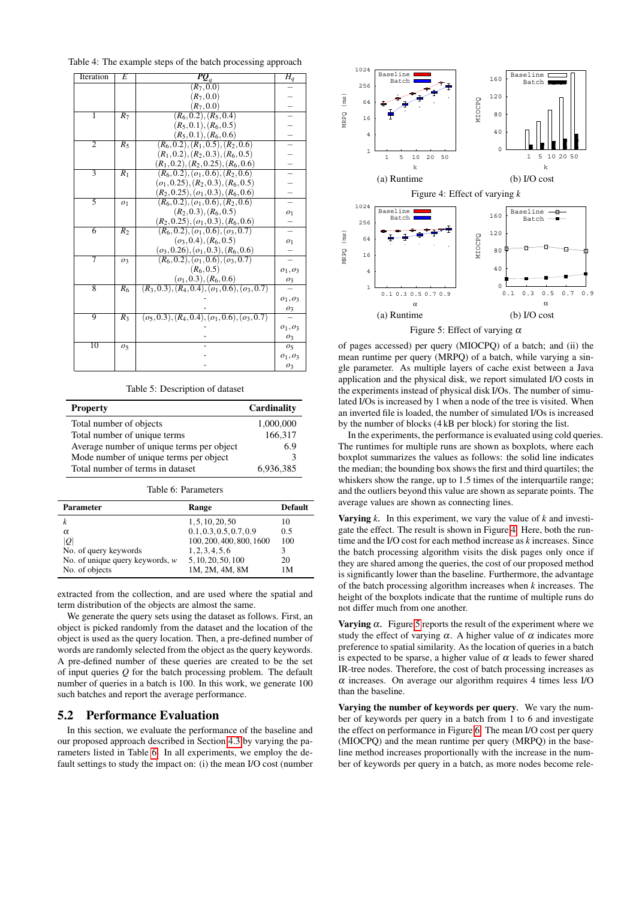Table 4: The example steps of the batch processing approach

| Iteration | $E$ | $PQ_q$ | $H_q$ |
|---|---|---|---|
| | | $(R_7, 0.0)$ | – |
| | | $(R_7, 0.0)$ | – |
| | | $(R_7, 0.0)$ | – |
| 1 | $R_7$ | $(R_6, 0.2), (R_5, 0.4)$ | – |
| | | $(R_5, 0.1), (R_6, 0.5)$ | – |
| | | $(R_5, 0.1), (R_6, 0.6)$ | – |
| 2 | $R_5$ | $(R_6, 0.2), (R_1, 0.5), (R_2, 0.6)$ | – |
| | | $(R_1, 0.2), (R_2, 0.3), (R_6, 0.5)$ | – |
| | | $(R_1, 0.2), (R_2, 0.25), (R_6, 0.6)$ | – |
| 3 | $R_1$ | $(R_6, 0.2), (o_1, 0.6), (R_2, 0.6)$ | – |
| | | $(o_1, 0.25), (R_2, 0.3), (R_6, 0.5)$ | – |
| | | $(R_2, 0.25), (o_1, 0.3), (R_6, 0.6)$ | – |
| 5 | $o_1$ | $(R_6, 0.2), (o_1, 0.6), (R_2, 0.6)$ | – |
| | | $(R_2, 0.3), (R_6, 0.5)$ | $o_1$ |
| | | $(R_2, 0.25), (o_1, 0.3), (R_6, 0.6)$ | – |
| 6 | $R_2$ | $(R_6, 0.2), (o_1, 0.6), (o_3, 0.7)$ | – |
| | | $(o_3, 0.4), (R_6, 0.5)$ | $o_1$ |
| | | $(o_3, 0.26), (o_1, 0.3), (R_6, 0.6)$ | – |
| 7 | $o_3$ | $(R_6, 0.2), (o_1, 0.6), (o_3, 0.7)$ | – |
| | | $(R_6, 0.5)$ | $o_1, o_3$ |
| | | $(o_1, 0.3), (R_6, 0.6)$ | $o_3$ |
| 8 | $R_6$ | $(R_3, 0.3), (R_4, 0.4), (o_1, 0.6), (o_3, 0.7)$ | – |
| | | - | $o_1, o_3$ |
| | | - | $o_3$ |
| 9 | $R_3$ | $(o_5, 0.3), (R_4, 0.4), (o_1, 0.6), (o_3, 0.7)$ | – |
| | | - | $o_1, o_3$ |
| | | - | $o_3$ |
| 10 | $o_5$ | - | $o_5$ |
| | | - | $o_1, o_3$ |
| | | - | $o_3$ |

Table 5: Description of dataset

| Property | Cardinality |
|---|---|
| Total number of objects | 1,000,000 |
| Total number of unique terms | 166,317 |
| Average number of unique terms per object | 6.9 |
| Mode number of unique terms per object | 3 |
| Total number of terms in dataset | 6,936,385 |

Table 6: Parameters

| Parameter | Range | Default |
|---|---|---|
| $k$ | $1, 5, 10, 20, 50$ | 10 |
| $\alpha$ | $0.1, 0.3, 0.5, 0.7, 0.9$ | 0.5 |
| $\|Q\|$ | $100, 200, 400, 800, 1600$ | 100 |
| No. of query keywords | $1, 2, 3, 4, 5, 6$ | 3 |
| No. of unique query keywords, $w$ | $5, 10, 20, 50, 100$ | 20 |
| No. of objects | 1M, 2M, 4M, 8M | 1M |

extracted from the collection, and are used where the spatial and term distribution of the objects are almost the same.

We generate the query sets using the dataset as follows. First, an object is picked randomly from the dataset and the location of the object is used as the query location. Then, a pre-defined number of words are randomly selected from the object as the query keywords. A pre-defined number of these queries are created to be the set of input queries $Q$ for the batch processing problem. The default number of queries in a batch is 100. In this work, we generate 100 such batches and report the average performance.

## 5.2 Performance Evaluation

In this section, we evaluate the performance of the baseline and our proposed approach described in Section 4.3 by varying the parameters listed in Table 6. In all experiments, we employ the default settings to study the impact on: (i) the mean I/O cost (number of pages accessed) per query (MIOCPQ) of a batch; and (ii) the mean runtime per query (MRPQ) of a batch, while varying a single parameter. As multiple layers of cache exist between a Java application and the physical disk, we report simulated I/O costs in the experiments instead of physical disk I/Os. The number of simulated I/Os is increased by 1 when a node of the tree is visited. When an inverted file is loaded, the number of simulated I/Os is increased by the number of blocks (4 kB per block) for storing the list.

(a) Runtime

(b) I/O cost

Figure 4: Effect of varying $k$

(a) Runtime

(b) I/O cost

Figure 5: Effect of varying $\alpha$

In the experiments, the performance is evaluated using cold queries. The runtimes for multiple runs are shown as boxplots, where each boxplot summarizes the values as follows: the solid line indicates the median; the bounding box shows the first and third quartiles; the whiskers show the range, up to 1.5 times of the interquartile range; and the outliers beyond this value are shown as separate points. The average values are shown as connecting lines.

**Varying $k$.** In this experiment, we vary the value of $k$ and investigate the effect. The result is shown in Figure 4. Here, both the runtime and the I/O cost for each method increase as $k$ increases. Since the batch processing algorithm visits the disk pages only once if they are shared among the queries, the cost of our proposed method is significantly lower than the baseline. Furthermore, the advantage of the batch processing algorithm increases when $k$ increases. The height of the boxplots indicate that the runtime of multiple runs do not differ much from one another.

**Varying $\alpha$.** Figure 5 reports the result of the experiment where we study the effect of varying $\alpha$. A higher value of $\alpha$ indicates more preference to spatial similarity. As the location of queries in a batch is expected to be sparse, a higher value of $\alpha$ leads to fewer shared IR-tree nodes. Therefore, the cost of batch processing increases as $\alpha$ increases. On average our algorithm requires 4 times less I/O than the baseline.

**Varying the number of keywords per query.** We vary the number of keywords per query in a batch from 1 to 6 and investigate the effect on performance in Figure 6. The mean I/O cost per query (MIOCPQ) and the mean runtime per query (MRPQ) in the baseline method increases proportionally with the increase in the number of keywords per query in a batch, as more nodes become rele-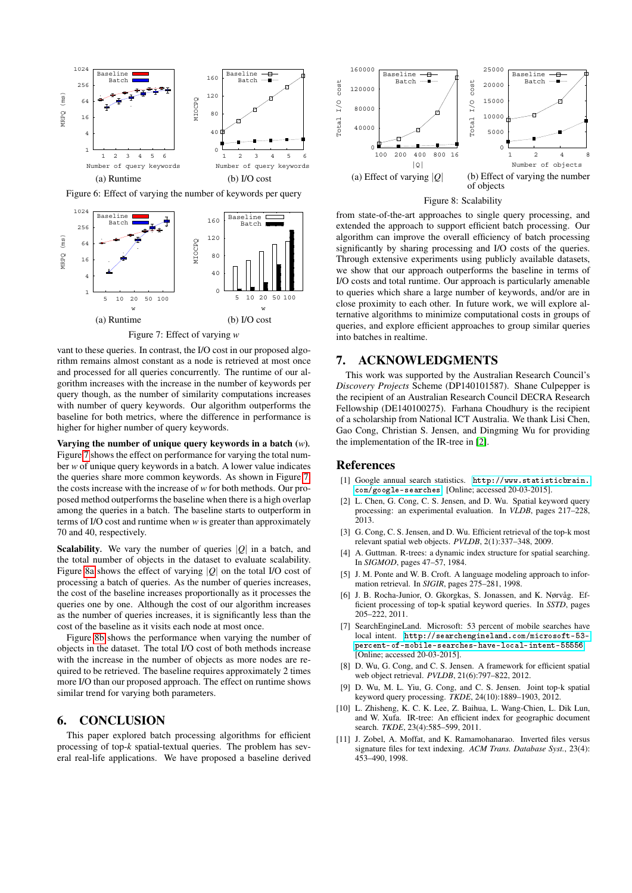1024
256
64
16
4
1
MRPQ (ms)
Baseline
Batch
1 2 3 4 5 6
Number of query keywords

(a) Runtime

160
120
80
40
0
MIOCPQ
Baseline
Batch
1 2 3 4 5 6
Number of query keywords

(b) I/O cost

Figure 6: Effect of varying the number of keywords per query

1024
256
64
16
4
1
MRPQ (ms)
Baseline
Batch
5 10 20 50 100
w

(a) Runtime

160
120
80
40
0
MIOCPQ
Baseline
Batch
5 10 20 50 100
w

(b) I/O cost

Figure 7: Effect of varying $w$

vant to these queries. In contrast, the I/O cost in our proposed algorithm remains almost constant as a node is retrieved at most once and processed for all queries concurrently. The runtime of our algorithm increases with the increase in the number of keywords per query though, as the number of similarity computations increases with number of query keywords. Our algorithm outperforms the baseline for both metrics, where the difference in performance is higher for higher number of query keywords.

**Varying the number of unique query keywords in a batch ($w$).** Figure 7 shows the effect on performance for varying the total number $w$ of unique query keywords in a batch. A lower value indicates the queries share more common keywords. As shown in Figure 7, the costs increase with the increase of $w$ for both methods. Our proposed method outperforms the baseline when there is a high overlap among the queries in a batch. The baseline starts to outperform in terms of I/O cost and runtime when $w$ is greater than approximately 70 and 40, respectively.

**Scalability.** We vary the number of queries $|Q|$ in a batch, and the total number of objects in the dataset to evaluate scalability. Figure 8a shows the effect of varying $|Q|$ on the total I/O cost of processing a batch of queries. As the number of queries increases, the cost of the baseline increases proportionally as it processes the queries one by one. Although the cost of our algorithm increases as the number of queries increases, it is significantly less than the cost of the baseline as it visits each node at most once.

Figure 8b shows the performance when varying the number of objects in the dataset. The total I/O cost of both methods increase with the increase in the number of objects as more nodes are required to be retrieved. The baseline requires approximately 2 times more I/O than our proposed approach. The effect on runtime shows similar trend for varying both parameters.

## 6. CONCLUSION

This paper explored batch processing algorithms for efficient processing of top-$k$ spatial-textual queries. The problem has several real-life applications. We have proposed a baseline derived

160000
120000
80000
40000
0
Total I/O cost
Baseline
Batch
100 200 400 800 16
|Q|

(a) Effect of varying $|Q|$

25000
20000
15000
10000
5000
0
Total I/O cost
Baseline
Batch
1 2 4 8
Number of objects

(b) Effect of varying the number of objects

Figure 8: Scalability

from state-of-the-art approaches to single query processing, and extended the approach to support efficient batch processing. Our algorithm can improve the overall efficiency of batch processing significantly by sharing processing and I/O costs of the queries. Through extensive experiments using publicly available datasets, we show that our approach outperforms the baseline in terms of I/O costs and total runtime. Our approach is particularly amenable to queries which share a large number of keywords, and/or are in close proximity to each other. In future work, we will explore alternative algorithms to minimize computational costs in groups of queries, and explore efficient approaches to group similar queries into batches in realtime.

## 7. ACKNOWLEDGMENTS

This work was supported by the Australian Research Council's *Discovery Projects* Scheme (DP140101587). Shane Culpepper is the recipient of an Australian Research Council DECRA Research Fellowship (DE140100275). Farhana Choudhury is the recipient of a scholarship from National ICT Australia. We thank Lisi Chen, Gao Cong, Christian S. Jensen, and Dingming Wu for providing the implementation of the IR-tree in [2].

## References

[1] Google annual search statistics. http://www.statisticbrain.com/google-searches. [Online; accessed 20-03-2015].

[2] L. Chen, G. Cong, C. S. Jensen, and D. Wu. Spatial keyword query processing: an experimental evaluation. In *VLDB*, pages 217–228, 2013.

[3] G. Cong, C. S. Jensen, and D. Wu. Efficient retrieval of the top-k most relevant spatial web objects. *PVLDB*, 2(1):337–348, 2009.

[4] A. Guttman. R-trees: a dynamic index structure for spatial searching. In *SIGMOD*, pages 47–57, 1984.

[5] J. M. Ponte and W. B. Croft. A language modeling approach to information retrieval. In *SIGIR*, pages 275–281, 1998.

[6] J. B. Rocha-Junior, O. Gkorgkas, S. Jonassen, and K. Nørvåg. Efficient processing of top-k spatial keyword queries. In *SSTD*, pages 205–222, 2011.

[7] SearchEngineLand. Microsoft: 53 percent of mobile searches have local intent. http://searchengineland.com/microsoft-53-percent-of-mobile-searches-have-local-intent-55556. [Online; accessed 20-03-2015].

[8] D. Wu, G. Cong, and C. S. Jensen. A framework for efficient spatial web object retrieval. *PVLDB*, 21(6):797–822, 2012.

[9] D. Wu, M. L. Yiu, G. Cong, and C. S. Jensen. Joint top-k spatial keyword query processing. *TKDE*, 24(10):1889–1903, 2012.

[10] L. Zhisheng, K. C. K. Lee, Z. Baihua, L. Wang-Chien, L. Dik Lun, and W. Xufa. IR-tree: An efficient index for geographic document search. *TKDE*, 23(4):585–599, 2011.

[11] J. Zobel, A. Moffat, and K. Ramamohanarao. Inverted files versus signature files for text indexing. *ACM Trans. Database Syst.*, 23(4): 453–490, 1998.